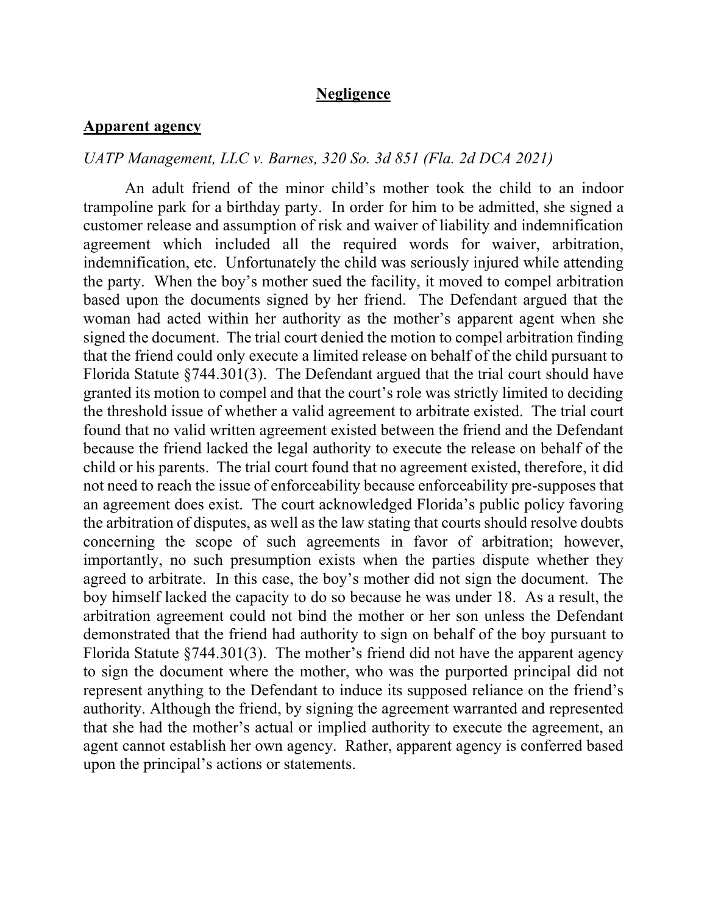# **Negligence**

## **Apparent agency**

*UATP Management, LLC v. Barnes, 320 So. 3d 851 (Fla. 2d DCA 2021)*

An adult friend of the minor child's mother took the child to an indoor trampoline park for a birthday party. In order for him to be admitted, she signed a customer release and assumption of risk and waiver of liability and indemnification agreement which included all the required words for waiver, arbitration, indemnification, etc. Unfortunately the child was seriously injured while attending the party. When the boy's mother sued the facility, it moved to compel arbitration based upon the documents signed by her friend. The Defendant argued that the woman had acted within her authority as the mother's apparent agent when she signed the document. The trial court denied the motion to compel arbitration finding that the friend could only execute a limited release on behalf of the child pursuant to Florida Statute §744.301(3). The Defendant argued that the trial court should have granted its motion to compel and that the court's role was strictly limited to deciding the threshold issue of whether a valid agreement to arbitrate existed. The trial court found that no valid written agreement existed between the friend and the Defendant because the friend lacked the legal authority to execute the release on behalf of the child or his parents. The trial court found that no agreement existed, therefore, it did not need to reach the issue of enforceability because enforceability pre-supposes that an agreement does exist. The court acknowledged Florida's public policy favoring the arbitration of disputes, as well as the law stating that courts should resolve doubts concerning the scope of such agreements in favor of arbitration; however, importantly, no such presumption exists when the parties dispute whether they agreed to arbitrate. In this case, the boy's mother did not sign the document. The boy himself lacked the capacity to do so because he was under 18. As a result, the arbitration agreement could not bind the mother or her son unless the Defendant demonstrated that the friend had authority to sign on behalf of the boy pursuant to Florida Statute §744.301(3). The mother's friend did not have the apparent agency to sign the document where the mother, who was the purported principal did not represent anything to the Defendant to induce its supposed reliance on the friend's authority. Although the friend, by signing the agreement warranted and represented that she had the mother's actual or implied authority to execute the agreement, an agent cannot establish her own agency. Rather, apparent agency is conferred based upon the principal's actions or statements.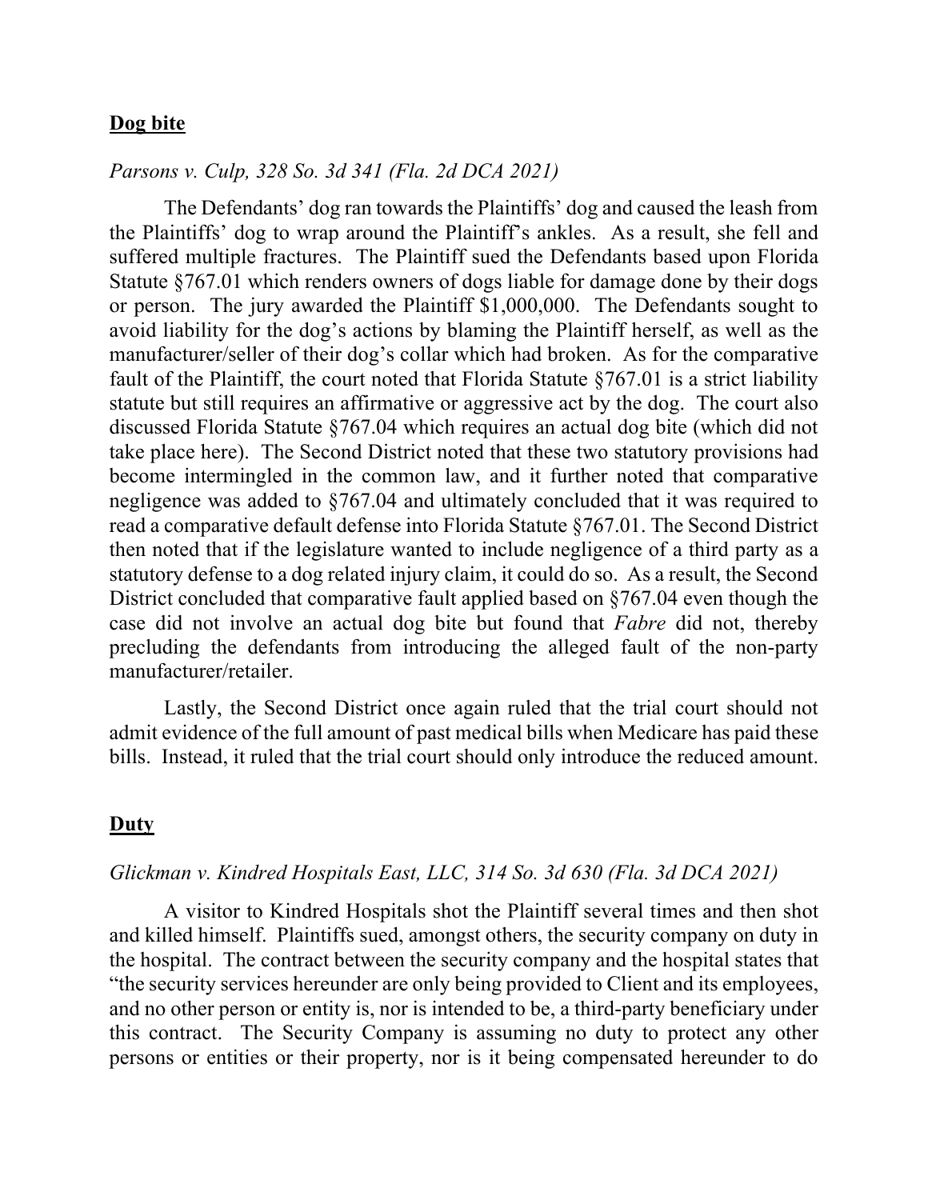## **Dog bite**

*Parsons v. Culp, 328 So. 3d 341 (Fla. 2d DCA 2021)*

The Defendants' dog ran towards the Plaintiffs' dog and caused the leash from the Plaintiffs' dog to wrap around the Plaintiff's ankles. As a result, she fell and suffered multiple fractures. The Plaintiff sued the Defendants based upon Florida Statute §767.01 which renders owners of dogs liable for damage done by their dogs or person. The jury awarded the Plaintiff $1,000,000. The Defendants sought to avoid liability for the dog's actions by blaming the Plaintiff herself, as well as the manufacturer/seller of their dog's collar which had broken. As for the comparative fault of the Plaintiff, the court noted that Florida Statute §767.01 is a strict liability statute but still requires an affirmative or aggressive act by the dog. The court also discussed Florida Statute §767.04 which requires an actual dog bite (which did not take place here). The Second District noted that these two statutory provisions had become intermingled in the common law, and it further noted that comparative negligence was added to §767.04 and ultimately concluded that it was required to read a comparative default defense into Florida Statute §767.01. The Second District then noted that if the legislature wanted to include negligence of a third party as a statutory defense to a dog related injury claim, it could do so. As a result, the Second District concluded that comparative fault applied based on §767.04 even though the case did not involve an actual dog bite but found that *Fabre* did not, thereby precluding the defendants from introducing the alleged fault of the non-party manufacturer/retailer.

Lastly, the Second District once again ruled that the trial court should not admit evidence of the full amount of past medical bills when Medicare has paid these bills. Instead, it ruled that the trial court should only introduce the reduced amount.

## **Duty**

*Glickman v. Kindred Hospitals East, LLC, 314 So. 3d 630 (Fla. 3d DCA 2021)*

A visitor to Kindred Hospitals shot the Plaintiff several times and then shot and killed himself. Plaintiffs sued, amongst others, the security company on duty in the hospital. The contract between the security company and the hospital states that "the security services hereunder are only being provided to Client and its employees, and no other person or entity is, nor is intended to be, a third-party beneficiary under this contract. The Security Company is assuming no duty to protect any other persons or entities or their property, nor is it being compensated hereunder to do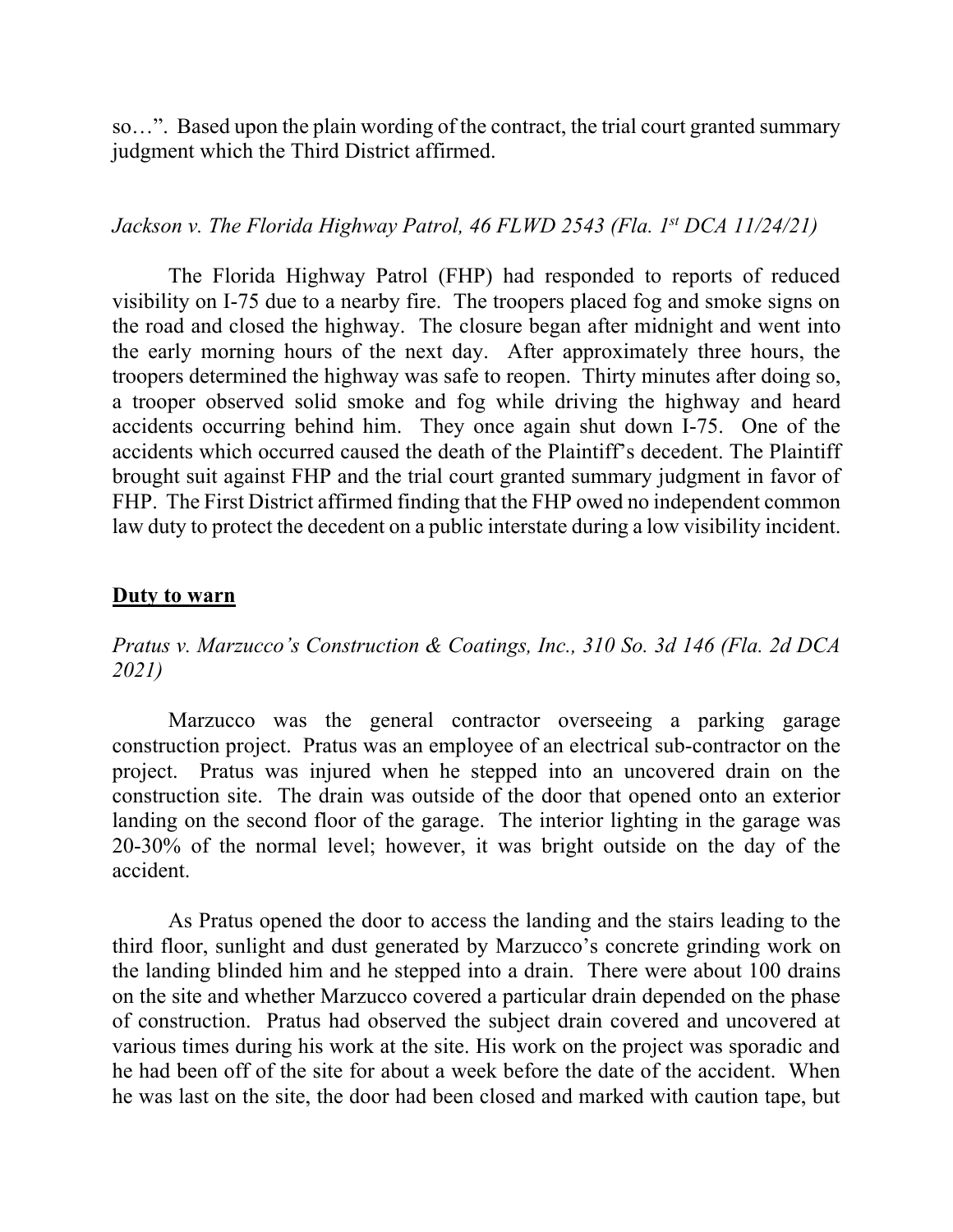so…". Based upon the plain wording of the contract, the trial court granted summary judgment which the Third District affirmed.

*Jackson v. The Florida Highway Patrol, 46 FLWD 2543 (Fla. 1st DCA 11/24/21)*

The Florida Highway Patrol (FHP) had responded to reports of reduced visibility on I-75 due to a nearby fire. The troopers placed fog and smoke signs on the road and closed the highway. The closure began after midnight and went into the early morning hours of the next day. After approximately three hours, the troopers determined the highway was safe to reopen. Thirty minutes after doing so, a trooper observed solid smoke and fog while driving the highway and heard accidents occurring behind him. They once again shut down I-75. One of the accidents which occurred caused the death of the Plaintiff's decedent. The Plaintiff brought suit against FHP and the trial court granted summary judgment in favor of FHP. The First District affirmed finding that the FHP owed no independent common law duty to protect the decedent on a public interstate during a low visibility incident.

## **Duty to warn**

*Pratus v. Marzucco's Construction & Coatings, Inc., 310 So. 3d 146 (Fla. 2d DCA 2021)*

Marzucco was the general contractor overseeing a parking garage construction project. Pratus was an employee of an electrical sub-contractor on the project. Pratus was injured when he stepped into an uncovered drain on the construction site. The drain was outside of the door that opened onto an exterior landing on the second floor of the garage. The interior lighting in the garage was 20-30% of the normal level; however, it was bright outside on the day of the accident.

As Pratus opened the door to access the landing and the stairs leading to the third floor, sunlight and dust generated by Marzucco's concrete grinding work on the landing blinded him and he stepped into a drain. There were about 100 drains on the site and whether Marzucco covered a particular drain depended on the phase of construction. Pratus had observed the subject drain covered and uncovered at various times during his work at the site. His work on the project was sporadic and he had been off of the site for about a week before the date of the accident. When he was last on the site, the door had been closed and marked with caution tape, but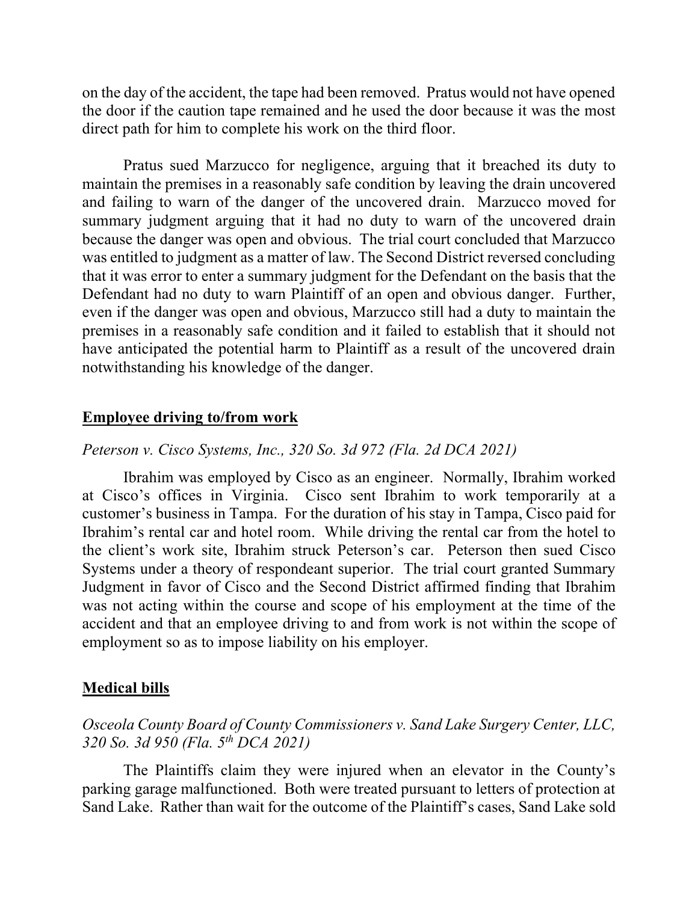on the day of the accident, the tape had been removed. Pratus would not have opened the door if the caution tape remained and he used the door because it was the most direct path for him to complete his work on the third floor.

Pratus sued Marzucco for negligence, arguing that it breached its duty to maintain the premises in a reasonably safe condition by leaving the drain uncovered and failing to warn of the danger of the uncovered drain. Marzucco moved for summary judgment arguing that it had no duty to warn of the uncovered drain because the danger was open and obvious. The trial court concluded that Marzucco was entitled to judgment as a matter of law. The Second District reversed concluding that it was error to enter a summary judgment for the Defendant on the basis that the Defendant had no duty to warn Plaintiff of an open and obvious danger. Further, even if the danger was open and obvious, Marzucco still had a duty to maintain the premises in a reasonably safe condition and it failed to establish that it should not have anticipated the potential harm to Plaintiff as a result of the uncovered drain notwithstanding his knowledge of the danger.

## **Employee driving to/from work**

*Peterson v. Cisco Systems, Inc., 320 So. 3d 972 (Fla. 2d DCA 2021)*

Ibrahim was employed by Cisco as an engineer. Normally, Ibrahim worked at Cisco's offices in Virginia. Cisco sent Ibrahim to work temporarily at a customer's business in Tampa. For the duration of his stay in Tampa, Cisco paid for Ibrahim's rental car and hotel room. While driving the rental car from the hotel to the client's work site, Ibrahim struck Peterson's car. Peterson then sued Cisco Systems under a theory of respondeant superior. The trial court granted Summary Judgment in favor of Cisco and the Second District affirmed finding that Ibrahim was not acting within the course and scope of his employment at the time of the accident and that an employee driving to and from work is not within the scope of employment so as to impose liability on his employer.

## **Medical bills**

*Osceola County Board of County Commissioners v. Sand Lake Surgery Center, LLC, 320 So. 3d 950 (Fla. 5th DCA 2021)*

The Plaintiffs claim they were injured when an elevator in the County's parking garage malfunctioned. Both were treated pursuant to letters of protection at Sand Lake. Rather than wait for the outcome of the Plaintiff's cases, Sand Lake sold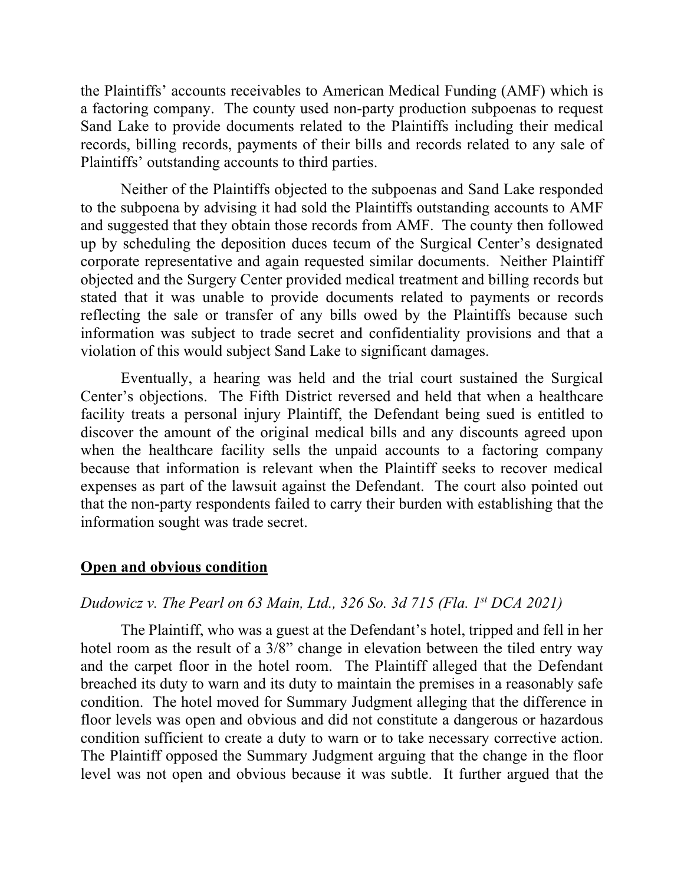the Plaintiffs' accounts receivables to American Medical Funding (AMF) which is a factoring company. The county used non-party production subpoenas to request Sand Lake to provide documents related to the Plaintiffs including their medical records, billing records, payments of their bills and records related to any sale of Plaintiffs' outstanding accounts to third parties.

Neither of the Plaintiffs objected to the subpoenas and Sand Lake responded to the subpoena by advising it had sold the Plaintiffs outstanding accounts to AMF and suggested that they obtain those records from AMF. The county then followed up by scheduling the deposition duces tecum of the Surgical Center's designated corporate representative and again requested similar documents. Neither Plaintiff objected and the Surgery Center provided medical treatment and billing records but stated that it was unable to provide documents related to payments or records reflecting the sale or transfer of any bills owed by the Plaintiffs because such information was subject to trade secret and confidentiality provisions and that a violation of this would subject Sand Lake to significant damages.

Eventually, a hearing was held and the trial court sustained the Surgical Center's objections. The Fifth District reversed and held that when a healthcare facility treats a personal injury Plaintiff, the Defendant being sued is entitled to discover the amount of the original medical bills and any discounts agreed upon when the healthcare facility sells the unpaid accounts to a factoring company because that information is relevant when the Plaintiff seeks to recover medical expenses as part of the lawsuit against the Defendant. The court also pointed out that the non-party respondents failed to carry their burden with establishing that the information sought was trade secret.

## Open and obvious condition

*Dudowicz v. The Pearl on 63 Main, Ltd., 326 So. 3d 715 (Fla. 1st DCA 2021)*

The Plaintiff, who was a guest at the Defendant's hotel, tripped and fell in her hotel room as the result of a 3/8" change in elevation between the tiled entry way and the carpet floor in the hotel room. The Plaintiff alleged that the Defendant breached its duty to warn and its duty to maintain the premises in a reasonably safe condition. The hotel moved for Summary Judgment alleging that the difference in floor levels was open and obvious and did not constitute a dangerous or hazardous condition sufficient to create a duty to warn or to take necessary corrective action. The Plaintiff opposed the Summary Judgment arguing that the change in the floor level was not open and obvious because it was subtle. It further argued that the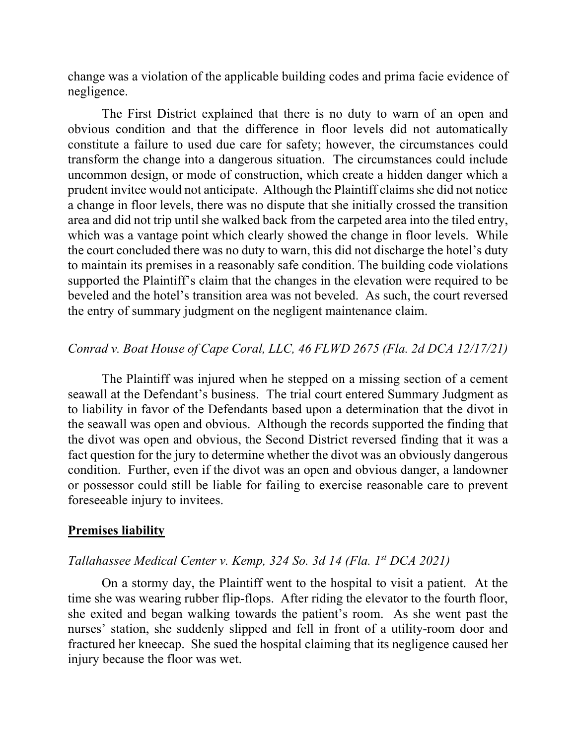change was a violation of the applicable building codes and prima facie evidence of negligence.

The First District explained that there is no duty to warn of an open and obvious condition and that the difference in floor levels did not automatically constitute a failure to used due care for safety; however, the circumstances could transform the change into a dangerous situation. The circumstances could include uncommon design, or mode of construction, which create a hidden danger which a prudent invitee would not anticipate. Although the Plaintiff claims she did not notice a change in floor levels, there was no dispute that she initially crossed the transition area and did not trip until she walked back from the carpeted area into the tiled entry, which was a vantage point which clearly showed the change in floor levels. While the court concluded there was no duty to warn, this did not discharge the hotel's duty to maintain its premises in a reasonably safe condition. The building code violations supported the Plaintiff's claim that the changes in the elevation were required to be beveled and the hotel's transition area was not beveled. As such, the court reversed the entry of summary judgment on the negligent maintenance claim.

*Conrad v. Boat House of Cape Coral, LLC, 46 FLWD 2675 (Fla. 2d DCA 12/17/21)*

The Plaintiff was injured when he stepped on a missing section of a cement seawall at the Defendant's business. The trial court entered Summary Judgment as to liability in favor of the Defendants based upon a determination that the divot in the seawall was open and obvious. Although the records supported the finding that the divot was open and obvious, the Second District reversed finding that it was a fact question for the jury to determine whether the divot was an obviously dangerous condition. Further, even if the divot was an open and obvious danger, a landowner or possessor could still be liable for failing to exercise reasonable care to prevent foreseeable injury to invitees.

**Premises liability**

*Tallahassee Medical Center v. Kemp, 324 So. 3d 14 (Fla. 1st DCA 2021)*

On a stormy day, the Plaintiff went to the hospital to visit a patient. At the time she was wearing rubber flip-flops. After riding the elevator to the fourth floor, she exited and began walking towards the patient's room. As she went past the nurses' station, she suddenly slipped and fell in front of a utility-room door and fractured her kneecap. She sued the hospital claiming that its negligence caused her injury because the floor was wet.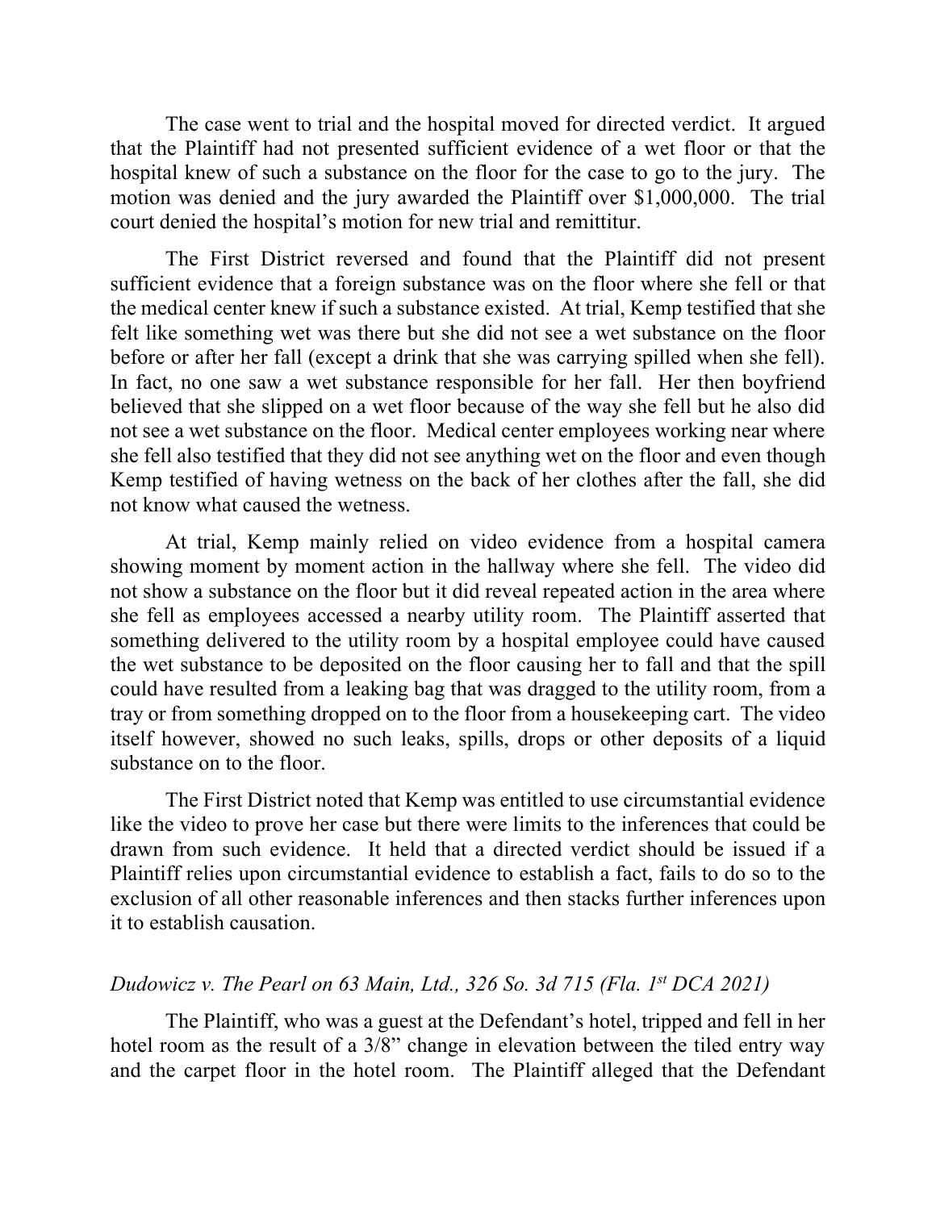The case went to trial and the hospital moved for directed verdict. It argued that the Plaintiff had not presented sufficient evidence of a wet floor or that the hospital knew of such a substance on the floor for the case to go to the jury. The motion was denied and the jury awarded the Plaintiff over $1,000,000. The trial court denied the hospital's motion for new trial and remittitur.

The First District reversed and found that the Plaintiff did not present sufficient evidence that a foreign substance was on the floor where she fell or that the medical center knew if such a substance existed. At trial, Kemp testified that she felt like something wet was there but she did not see a wet substance on the floor before or after her fall (except a drink that she was carrying spilled when she fell). In fact, no one saw a wet substance responsible for her fall. Her then boyfriend believed that she slipped on a wet floor because of the way she fell but he also did not see a wet substance on the floor. Medical center employees working near where she fell also testified that they did not see anything wet on the floor and even though Kemp testified of having wetness on the back of her clothes after the fall, she did not know what caused the wetness.

At trial, Kemp mainly relied on video evidence from a hospital camera showing moment by moment action in the hallway where she fell. The video did not show a substance on the floor but it did reveal repeated action in the area where she fell as employees accessed a nearby utility room. The Plaintiff asserted that something delivered to the utility room by a hospital employee could have caused the wet substance to be deposited on the floor causing her to fall and that the spill could have resulted from a leaking bag that was dragged to the utility room, from a tray or from something dropped on to the floor from a housekeeping cart. The video itself however, showed no such leaks, spills, drops or other deposits of a liquid substance on to the floor.

The First District noted that Kemp was entitled to use circumstantial evidence like the video to prove her case but there were limits to the inferences that could be drawn from such evidence. It held that a directed verdict should be issued if a Plaintiff relies upon circumstantial evidence to establish a fact, fails to do so to the exclusion of all other reasonable inferences and then stacks further inferences upon it to establish causation.

### *Dudowicz v. The Pearl on 63 Main, Ltd., 326 So. 3d 715 (Fla. 1st DCA 2021)*

The Plaintiff, who was a guest at the Defendant's hotel, tripped and fell in her hotel room as the result of a 3/8" change in elevation between the tiled entry way and the carpet floor in the hotel room. The Plaintiff alleged that the Defendant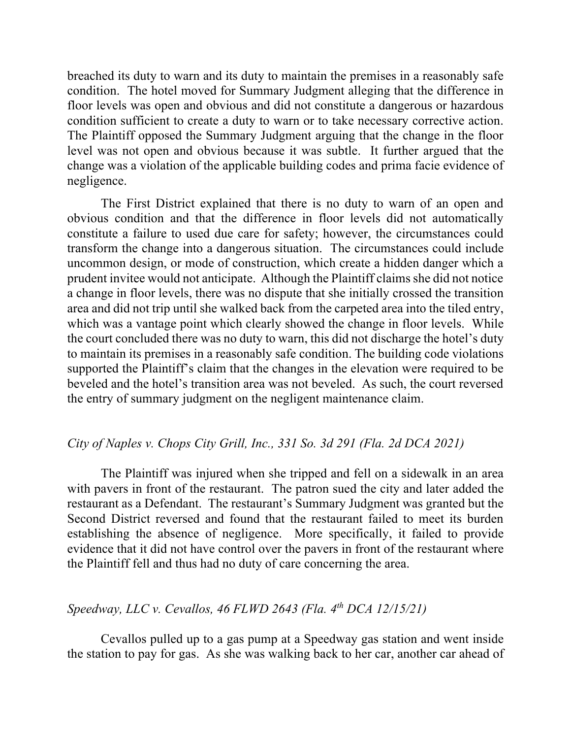breached its duty to warn and its duty to maintain the premises in a reasonably safe condition. The hotel moved for Summary Judgment alleging that the difference in floor levels was open and obvious and did not constitute a dangerous or hazardous condition sufficient to create a duty to warn or to take necessary corrective action. The Plaintiff opposed the Summary Judgment arguing that the change in the floor level was not open and obvious because it was subtle. It further argued that the change was a violation of the applicable building codes and prima facie evidence of negligence.

The First District explained that there is no duty to warn of an open and obvious condition and that the difference in floor levels did not automatically constitute a failure to used due care for safety; however, the circumstances could transform the change into a dangerous situation. The circumstances could include uncommon design, or mode of construction, which create a hidden danger which a prudent invitee would not anticipate. Although the Plaintiff claims she did not notice a change in floor levels, there was no dispute that she initially crossed the transition area and did not trip until she walked back from the carpeted area into the tiled entry, which was a vantage point which clearly showed the change in floor levels. While the court concluded there was no duty to warn, this did not discharge the hotel's duty to maintain its premises in a reasonably safe condition. The building code violations supported the Plaintiff's claim that the changes in the elevation were required to be beveled and the hotel's transition area was not beveled. As such, the court reversed the entry of summary judgment on the negligent maintenance claim.

*City of Naples v. Chops City Grill, Inc., 331 So. 3d 291 (Fla. 2d DCA 2021)*

The Plaintiff was injured when she tripped and fell on a sidewalk in an area with pavers in front of the restaurant. The patron sued the city and later added the restaurant as a Defendant. The restaurant's Summary Judgment was granted but the Second District reversed and found that the restaurant failed to meet its burden establishing the absence of negligence. More specifically, it failed to provide evidence that it did not have control over the pavers in front of the restaurant where the Plaintiff fell and thus had no duty of care concerning the area.

*Speedway, LLC v. Cevallos, 46 FLWD 2643 (Fla. 4th DCA 12/15/21)*

Cevallos pulled up to a gas pump at a Speedway gas station and went inside the station to pay for gas. As she was walking back to her car, another car ahead of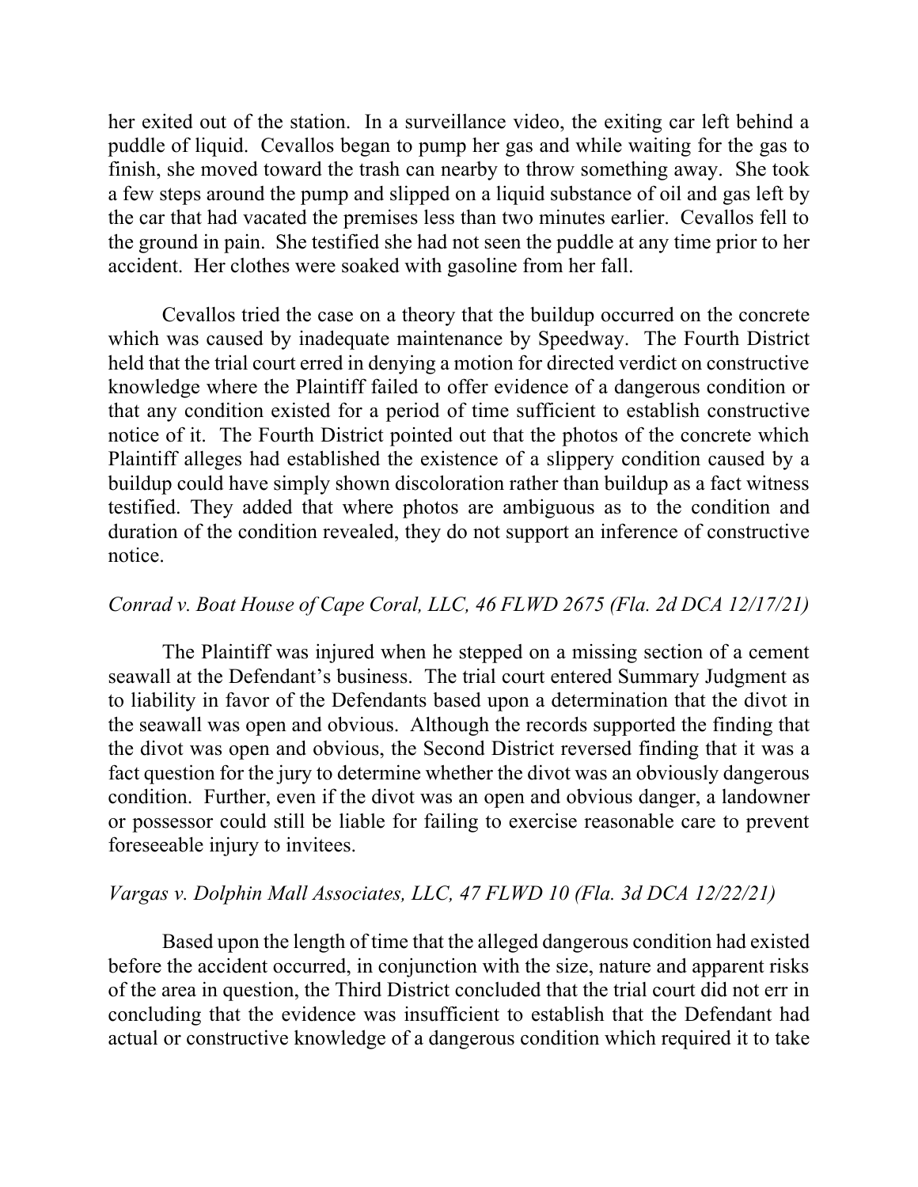her exited out of the station. In a surveillance video, the exiting car left behind a puddle of liquid. Cevallos began to pump her gas and while waiting for the gas to finish, she moved toward the trash can nearby to throw something away. She took a few steps around the pump and slipped on a liquid substance of oil and gas left by the car that had vacated the premises less than two minutes earlier. Cevallos fell to the ground in pain. She testified she had not seen the puddle at any time prior to her accident. Her clothes were soaked with gasoline from her fall.

Cevallos tried the case on a theory that the buildup occurred on the concrete which was caused by inadequate maintenance by Speedway. The Fourth District held that the trial court erred in denying a motion for directed verdict on constructive knowledge where the Plaintiff failed to offer evidence of a dangerous condition or that any condition existed for a period of time sufficient to establish constructive notice of it. The Fourth District pointed out that the photos of the concrete which Plaintiff alleges had established the existence of a slippery condition caused by a buildup could have simply shown discoloration rather than buildup as a fact witness testified. They added that where photos are ambiguous as to the condition and duration of the condition revealed, they do not support an inference of constructive notice.

*Conrad v. Boat House of Cape Coral, LLC, 46 FLWD 2675 (Fla. 2d DCA 12/17/21)*

The Plaintiff was injured when he stepped on a missing section of a cement seawall at the Defendant's business. The trial court entered Summary Judgment as to liability in favor of the Defendants based upon a determination that the divot in the seawall was open and obvious. Although the records supported the finding that the divot was open and obvious, the Second District reversed finding that it was a fact question for the jury to determine whether the divot was an obviously dangerous condition. Further, even if the divot was an open and obvious danger, a landowner or possessor could still be liable for failing to exercise reasonable care to prevent foreseeable injury to invitees.

*Vargas v. Dolphin Mall Associates, LLC, 47 FLWD 10 (Fla. 3d DCA 12/22/21)*

Based upon the length of time that the alleged dangerous condition had existed before the accident occurred, in conjunction with the size, nature and apparent risks of the area in question, the Third District concluded that the trial court did not err in concluding that the evidence was insufficient to establish that the Defendant had actual or constructive knowledge of a dangerous condition which required it to take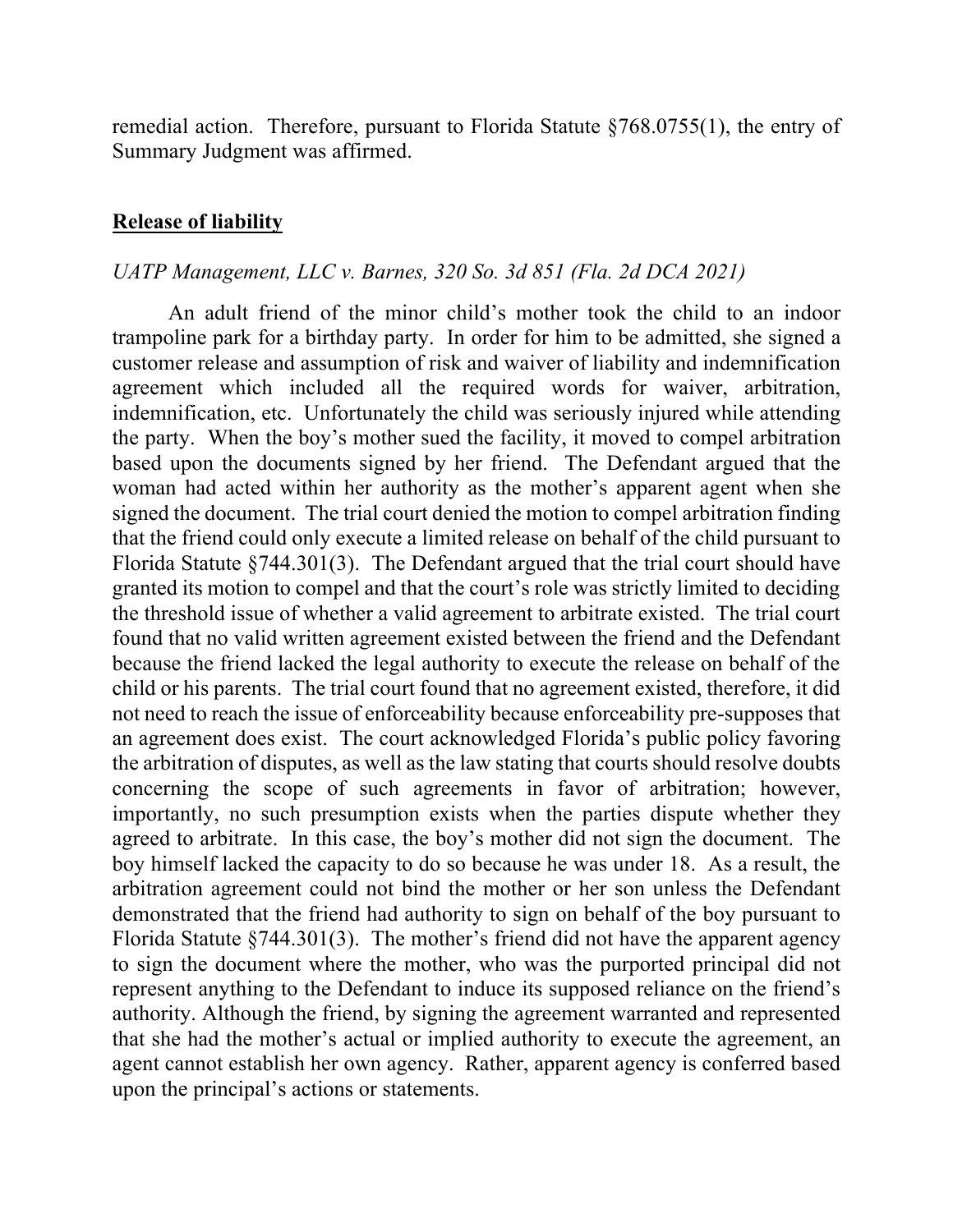remedial action. Therefore, pursuant to Florida Statute §768.0755(1), the entry of Summary Judgment was affirmed.

## **<u>Release of liability</u>**

*UATP Management, LLC v. Barnes, 320 So. 3d 851 (Fla. 2d DCA 2021)*

An adult friend of the minor child's mother took the child to an indoor trampoline park for a birthday party. In order for him to be admitted, she signed a customer release and assumption of risk and waiver of liability and indemnification agreement which included all the required words for waiver, arbitration, indemnification, etc. Unfortunately the child was seriously injured while attending the party. When the boy's mother sued the facility, it moved to compel arbitration based upon the documents signed by her friend. The Defendant argued that the woman had acted within her authority as the mother's apparent agent when she signed the document. The trial court denied the motion to compel arbitration finding that the friend could only execute a limited release on behalf of the child pursuant to Florida Statute §744.301(3). The Defendant argued that the trial court should have granted its motion to compel and that the court's role was strictly limited to deciding the threshold issue of whether a valid agreement to arbitrate existed. The trial court found that no valid written agreement existed between the friend and the Defendant because the friend lacked the legal authority to execute the release on behalf of the child or his parents. The trial court found that no agreement existed, therefore, it did not need to reach the issue of enforceability because enforceability pre-supposes that an agreement does exist. The court acknowledged Florida's public policy favoring the arbitration of disputes, as well as the law stating that courts should resolve doubts concerning the scope of such agreements in favor of arbitration; however, importantly, no such presumption exists when the parties dispute whether they agreed to arbitrate. In this case, the boy's mother did not sign the document. The boy himself lacked the capacity to do so because he was under 18. As a result, the arbitration agreement could not bind the mother or her son unless the Defendant demonstrated that the friend had authority to sign on behalf of the boy pursuant to Florida Statute §744.301(3). The mother's friend did not have the apparent agency to sign the document where the mother, who was the purported principal did not represent anything to the Defendant to induce its supposed reliance on the friend's authority. Although the friend, by signing the agreement warranted and represented that she had the mother's actual or implied authority to execute the agreement, an agent cannot establish her own agency. Rather, apparent agency is conferred based upon the principal's actions or statements.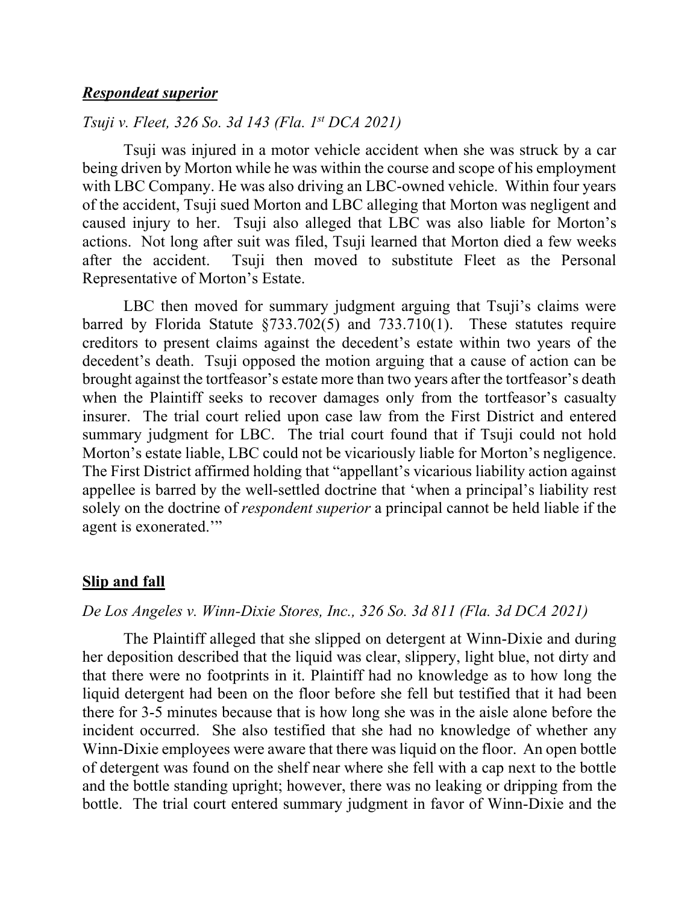### ***Respondeat superior***

*Tsuji v. Fleet, 326 So. 3d 143 (Fla. 1st DCA 2021)*

Tsuji was injured in a motor vehicle accident when she was struck by a car being driven by Morton while he was within the course and scope of his employment with LBC Company. He was also driving an LBC-owned vehicle. Within four years of the accident, Tsuji sued Morton and LBC alleging that Morton was negligent and caused injury to her. Tsuji also alleged that LBC was also liable for Morton's actions. Not long after suit was filed, Tsuji learned that Morton died a few weeks after the accident. Tsuji then moved to substitute Fleet as the Personal Representative of Morton's Estate.

LBC then moved for summary judgment arguing that Tsuji's claims were barred by Florida Statute §733.702(5) and 733.710(1). These statutes require creditors to present claims against the decedent's estate within two years of the decedent's death. Tsuji opposed the motion arguing that a cause of action can be brought against the tortfeasor's estate more than two years after the tortfeasor's death when the Plaintiff seeks to recover damages only from the tortfeasor's casualty insurer. The trial court relied upon case law from the First District and entered summary judgment for LBC. The trial court found that if Tsuji could not hold Morton's estate liable, LBC could not be vicariously liable for Morton's negligence. The First District affirmed holding that "appellant's vicarious liability action against appellee is barred by the well-settled doctrine that 'when a principal's liability rest solely on the doctrine of *respondent superior* a principal cannot be held liable if the agent is exonerated.'"

### **Slip and fall**

*De Los Angeles v. Winn-Dixie Stores, Inc., 326 So. 3d 811 (Fla. 3d DCA 2021)*

The Plaintiff alleged that she slipped on detergent at Winn-Dixie and during her deposition described that the liquid was clear, slippery, light blue, not dirty and that there were no footprints in it. Plaintiff had no knowledge as to how long the liquid detergent had been on the floor before she fell but testified that it had been there for 3-5 minutes because that is how long she was in the aisle alone before the incident occurred. She also testified that she had no knowledge of whether any Winn-Dixie employees were aware that there was liquid on the floor. An open bottle of detergent was found on the shelf near where she fell with a cap next to the bottle and the bottle standing upright; however, there was no leaking or dripping from the bottle. The trial court entered summary judgment in favor of Winn-Dixie and the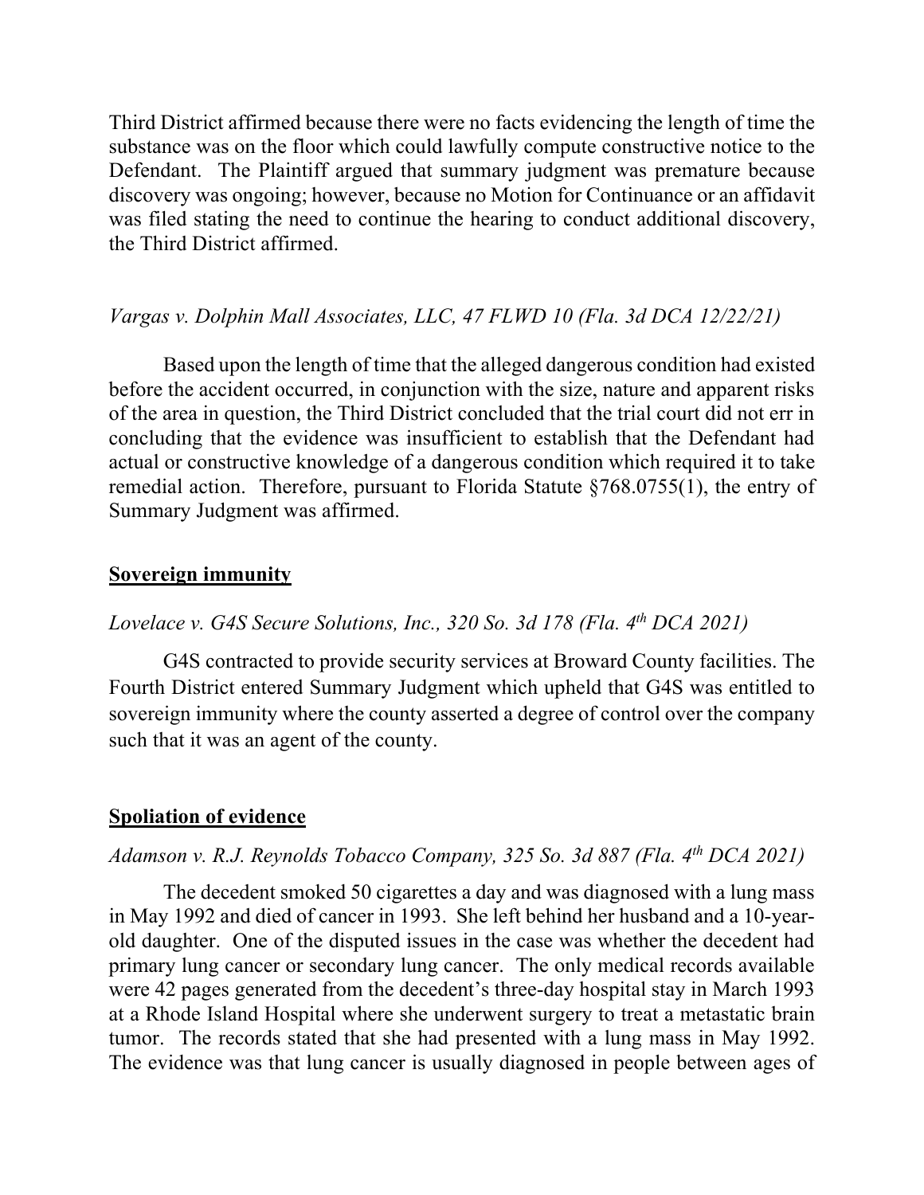Third District affirmed because there were no facts evidencing the length of time the substance was on the floor which could lawfully compute constructive notice to the Defendant. The Plaintiff argued that summary judgment was premature because discovery was ongoing; however, because no Motion for Continuance or an affidavit was filed stating the need to continue the hearing to conduct additional discovery, the Third District affirmed.

*Vargas v. Dolphin Mall Associates, LLC, 47 FLWD 10 (Fla. 3d DCA 12/22/21)*

Based upon the length of time that the alleged dangerous condition had existed before the accident occurred, in conjunction with the size, nature and apparent risks of the area in question, the Third District concluded that the trial court did not err in concluding that the evidence was insufficient to establish that the Defendant had actual or constructive knowledge of a dangerous condition which required it to take remedial action. Therefore, pursuant to Florida Statute §768.0755(1), the entry of Summary Judgment was affirmed.

## **Sovereign immunity**

*Lovelace v. G4S Secure Solutions, Inc., 320 So. 3d 178 (Fla. 4th DCA 2021)*

G4S contracted to provide security services at Broward County facilities. The Fourth District entered Summary Judgment which upheld that G4S was entitled to sovereign immunity where the county asserted a degree of control over the company such that it was an agent of the county.

## **Spoliation of evidence**

*Adamson v. R.J. Reynolds Tobacco Company, 325 So. 3d 887 (Fla. 4th DCA 2021)*

The decedent smoked 50 cigarettes a day and was diagnosed with a lung mass in May 1992 and died of cancer in 1993. She left behind her husband and a 10-year-old daughter. One of the disputed issues in the case was whether the decedent had primary lung cancer or secondary lung cancer. The only medical records available were 42 pages generated from the decedent's three-day hospital stay in March 1993 at a Rhode Island Hospital where she underwent surgery to treat a metastatic brain tumor. The records stated that she had presented with a lung mass in May 1992. The evidence was that lung cancer is usually diagnosed in people between ages of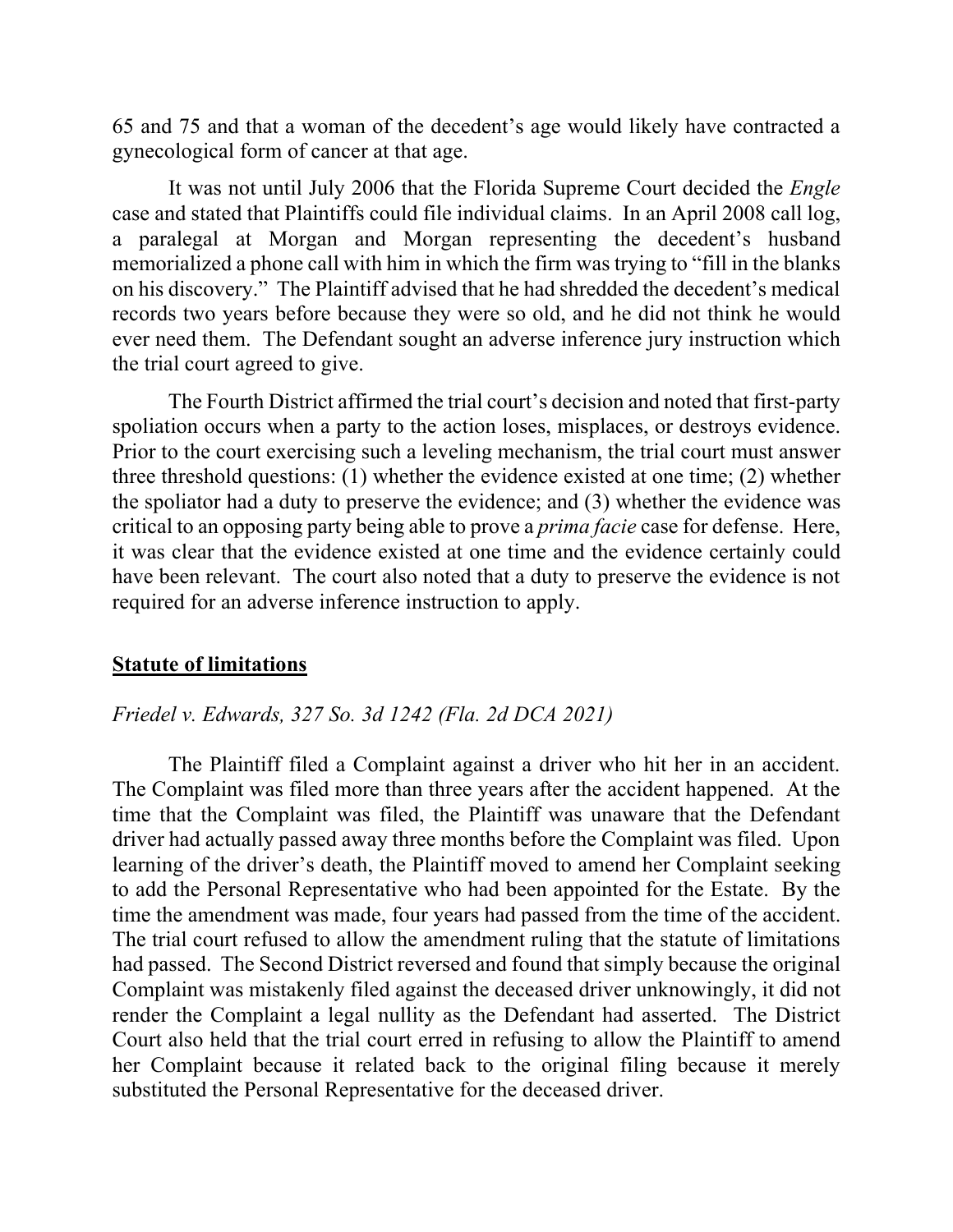65 and 75 and that a woman of the decedent's age would likely have contracted a gynecological form of cancer at that age.

It was not until July 2006 that the Florida Supreme Court decided the *Engle* case and stated that Plaintiffs could file individual claims. In an April 2008 call log, a paralegal at Morgan and Morgan representing the decedent's husband memorialized a phone call with him in which the firm was trying to "fill in the blanks on his discovery." The Plaintiff advised that he had shredded the decedent's medical records two years before because they were so old, and he did not think he would ever need them. The Defendant sought an adverse inference jury instruction which the trial court agreed to give.

The Fourth District affirmed the trial court's decision and noted that first-party spoliation occurs when a party to the action loses, misplaces, or destroys evidence. Prior to the court exercising such a leveling mechanism, the trial court must answer three threshold questions: (1) whether the evidence existed at one time; (2) whether the spoliator had a duty to preserve the evidence; and (3) whether the evidence was critical to an opposing party being able to prove a *prima facie* case for defense. Here, it was clear that the evidence existed at one time and the evidence certainly could have been relevant. The court also noted that a duty to preserve the evidence is not required for an adverse inference instruction to apply.

## **Statute of limitations**

*Friedel v. Edwards, 327 So. 3d 1242 (Fla. 2d DCA 2021)*

The Plaintiff filed a Complaint against a driver who hit her in an accident. The Complaint was filed more than three years after the accident happened. At the time that the Complaint was filed, the Plaintiff was unaware that the Defendant driver had actually passed away three months before the Complaint was filed. Upon learning of the driver's death, the Plaintiff moved to amend her Complaint seeking to add the Personal Representative who had been appointed for the Estate. By the time the amendment was made, four years had passed from the time of the accident. The trial court refused to allow the amendment ruling that the statute of limitations had passed. The Second District reversed and found that simply because the original Complaint was mistakenly filed against the deceased driver unknowingly, it did not render the Complaint a legal nullity as the Defendant had asserted. The District Court also held that the trial court erred in refusing to allow the Plaintiff to amend her Complaint because it related back to the original filing because it merely substituted the Personal Representative for the deceased driver.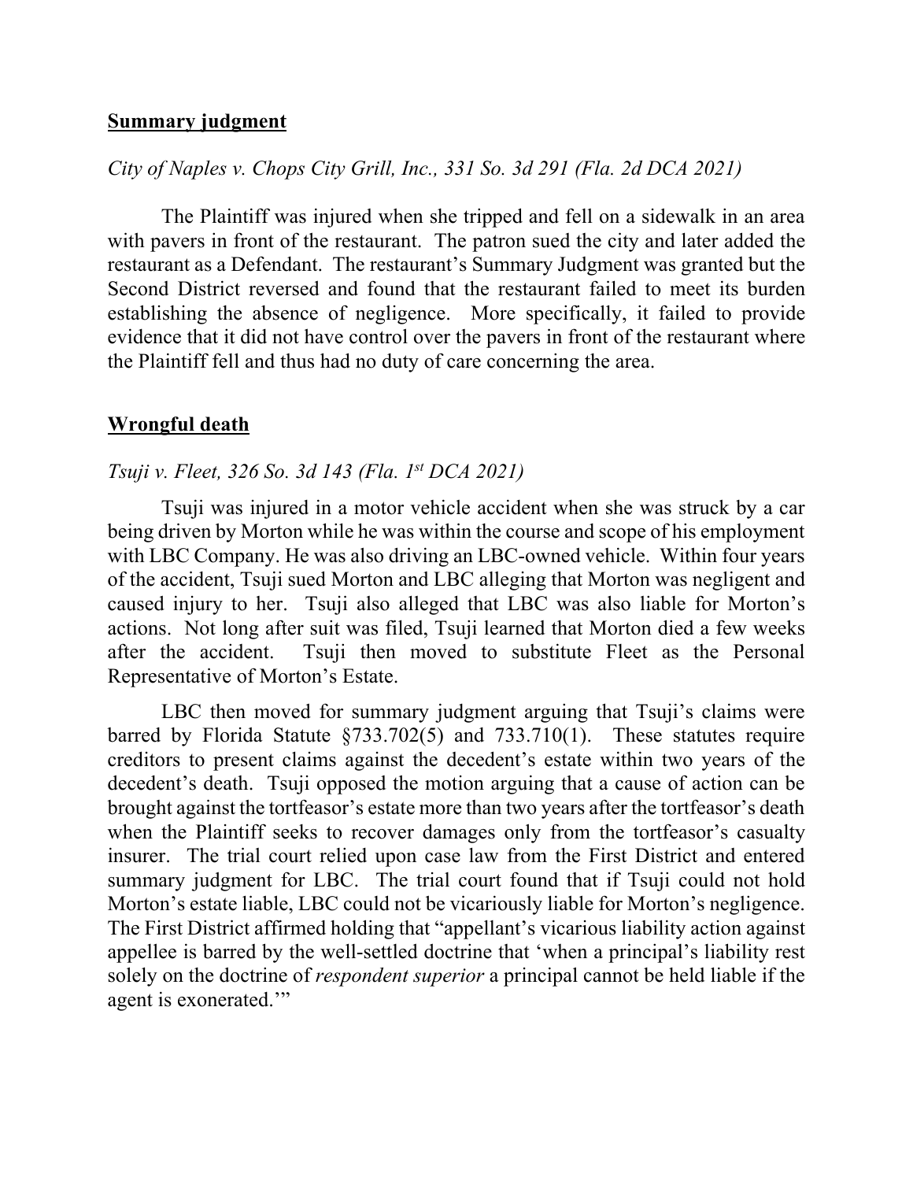## **Summary judgment**

*City of Naples v. Chops City Grill, Inc., 331 So. 3d 291 (Fla. 2d DCA 2021)*

The Plaintiff was injured when she tripped and fell on a sidewalk in an area with pavers in front of the restaurant. The patron sued the city and later added the restaurant as a Defendant. The restaurant's Summary Judgment was granted but the Second District reversed and found that the restaurant failed to meet its burden establishing the absence of negligence. More specifically, it failed to provide evidence that it did not have control over the pavers in front of the restaurant where the Plaintiff fell and thus had no duty of care concerning the area.

## **Wrongful death**

*Tsuji v. Fleet, 326 So. 3d 143 (Fla. 1st DCA 2021)*

Tsuji was injured in a motor vehicle accident when she was struck by a car being driven by Morton while he was within the course and scope of his employment with LBC Company. He was also driving an LBC-owned vehicle. Within four years of the accident, Tsuji sued Morton and LBC alleging that Morton was negligent and caused injury to her. Tsuji also alleged that LBC was also liable for Morton's actions. Not long after suit was filed, Tsuji learned that Morton died a few weeks after the accident. Tsuji then moved to substitute Fleet as the Personal Representative of Morton's Estate.

LBC then moved for summary judgment arguing that Tsuji's claims were barred by Florida Statute §733.702(5) and 733.710(1). These statutes require creditors to present claims against the decedent's estate within two years of the decedent's death. Tsuji opposed the motion arguing that a cause of action can be brought against the tortfeasor's estate more than two years after the tortfeasor's death when the Plaintiff seeks to recover damages only from the tortfeasor's casualty insurer. The trial court relied upon case law from the First District and entered summary judgment for LBC. The trial court found that if Tsuji could not hold Morton's estate liable, LBC could not be vicariously liable for Morton's negligence. The First District affirmed holding that "appellant's vicarious liability action against appellee is barred by the well-settled doctrine that 'when a principal's liability rest solely on the doctrine of *respondent superior* a principal cannot be held liable if the agent is exonerated.'"